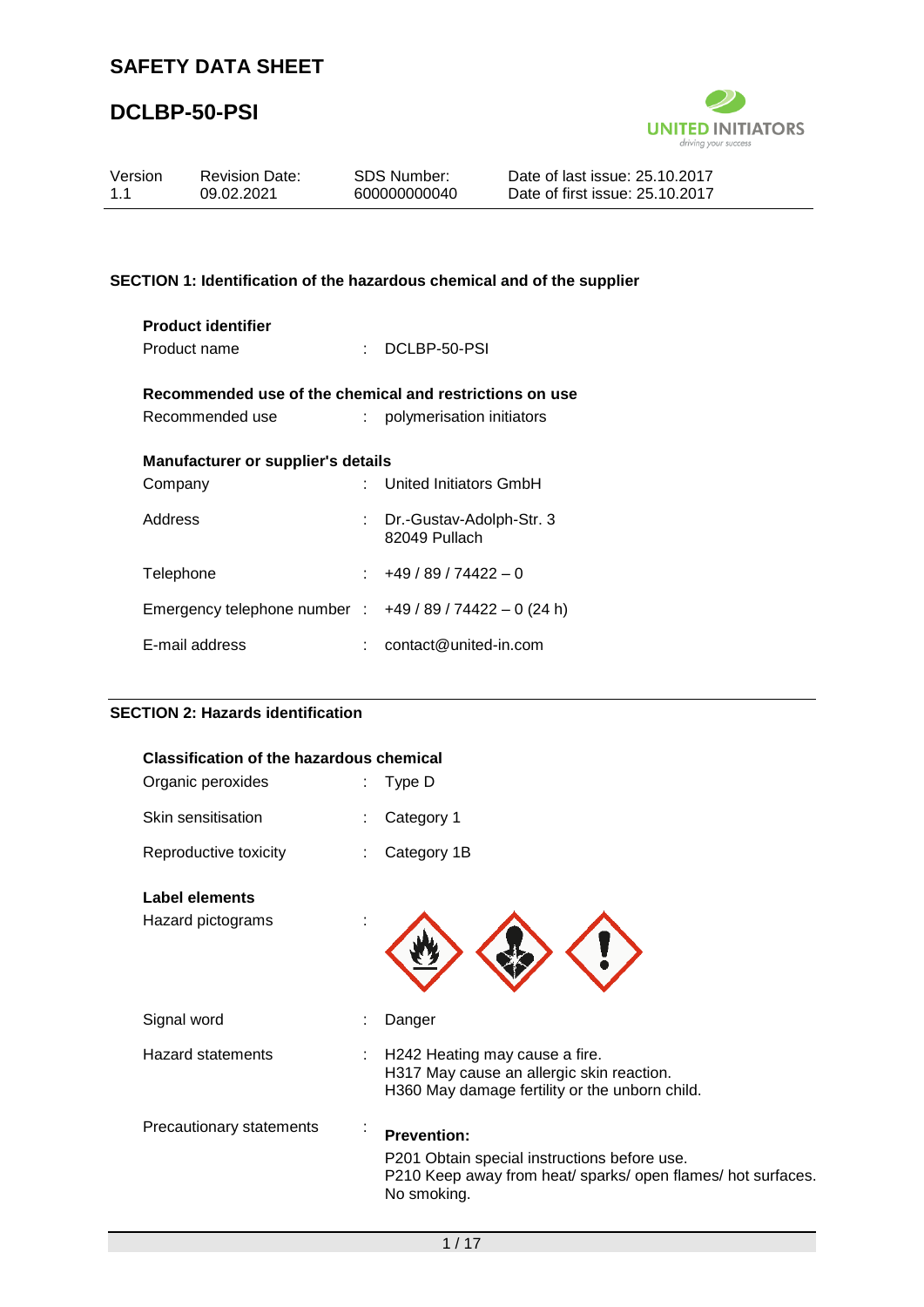# SAFETY DATA SHEET

# DCLBP-50-PSI

| Version | Revision Date: | SDS Number: | Date of last issue: 25.10.2017 |
|---|---|---|---|
| 1.1 | 09.02.2021 | 600000000040 | Date of first issue: 25.10.2017 |

## SECTION 1: Identification of the hazardous chemical and of the supplier

**Product identifier**

Product name : DCLBP-50-PSI

**Recommended use of the chemical and restrictions on use**

Recommended use : polymerisation initiators

**Manufacturer or supplier's details**

Company : United Initiators GmbH

Address : Dr.-Gustav-Adolph-Str. 3
82049 Pullach

Telephone : +49 / 89 / 74422 – 0

Emergency telephone number : +49 / 89 / 74422 – 0 (24 h)

E-mail address : contact@united-in.com

## SECTION 2: Hazards identification

**Classification of the hazardous chemical**

Organic peroxides : Type D

Skin sensitisation : Category 1

Reproductive toxicity : Category 1B

**Label elements**

Hazard pictograms :

Signal word : Danger

Hazard statements : H242 Heating may cause a fire.
H317 May cause an allergic skin reaction.
H360 May damage fertility or the unborn child.

Precautionary statements :

**Prevention:**

P201 Obtain special instructions before use.
P210 Keep away from heat/ sparks/ open flames/ hot surfaces. No smoking.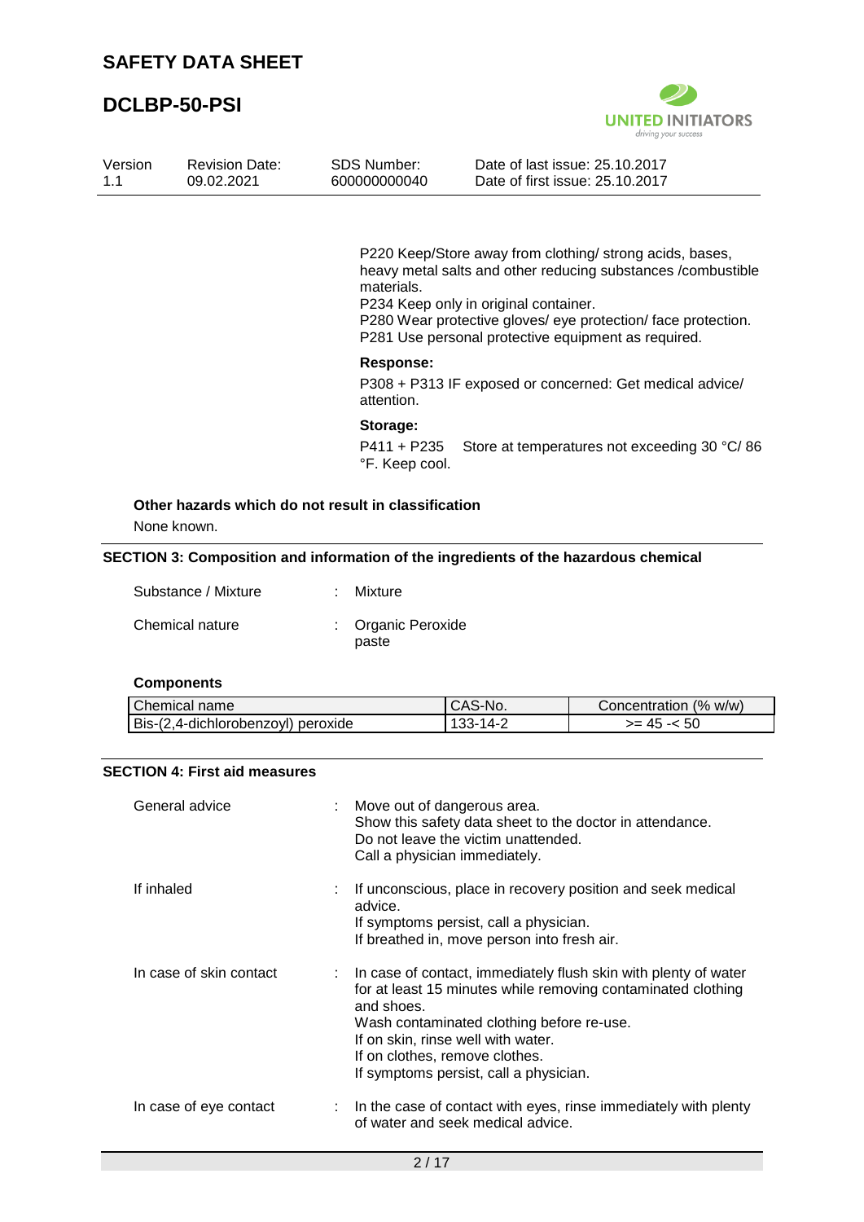P220 Keep/Store away from clothing/ strong acids, bases, heavy metal salts and other reducing substances /combustible materials.
P234 Keep only in original container.
P280 Wear protective gloves/ eye protection/ face protection.
P281 Use personal protective equipment as required.

**Response:**

P308 + P313 IF exposed or concerned: Get medical advice/ attention.

**Storage:**

P411 + P235 Store at temperatures not exceeding 30 °C/ 86 °F. Keep cool.

**Other hazards which do not result in classification**

None known.

## SECTION 3: Composition and information of the ingredients of the hazardous chemical

Substance / Mixture : Mixture

Chemical nature : Organic Peroxide paste

**Components**

| Chemical name | CAS-No. | Concentration (% w/w) |
|---|---|---|
| Bis-(2,4-dichlorobenzoyl) peroxide | 133-14-2 | >= 45 -< 50 |

## SECTION 4: First aid measures

General advice : Move out of dangerous area.
Show this safety data sheet to the doctor in attendance.
Do not leave the victim unattended.
Call a physician immediately.

If inhaled : If unconscious, place in recovery position and seek medical advice.
If symptoms persist, call a physician.
If breathed in, move person into fresh air.

In case of skin contact : In case of contact, immediately flush skin with plenty of water for at least 15 minutes while removing contaminated clothing and shoes.
Wash contaminated clothing before re-use.
If on skin, rinse well with water.
If on clothes, remove clothes.
If symptoms persist, call a physician.

In case of eye contact : In the case of contact with eyes, rinse immediately with plenty of water and seek medical advice.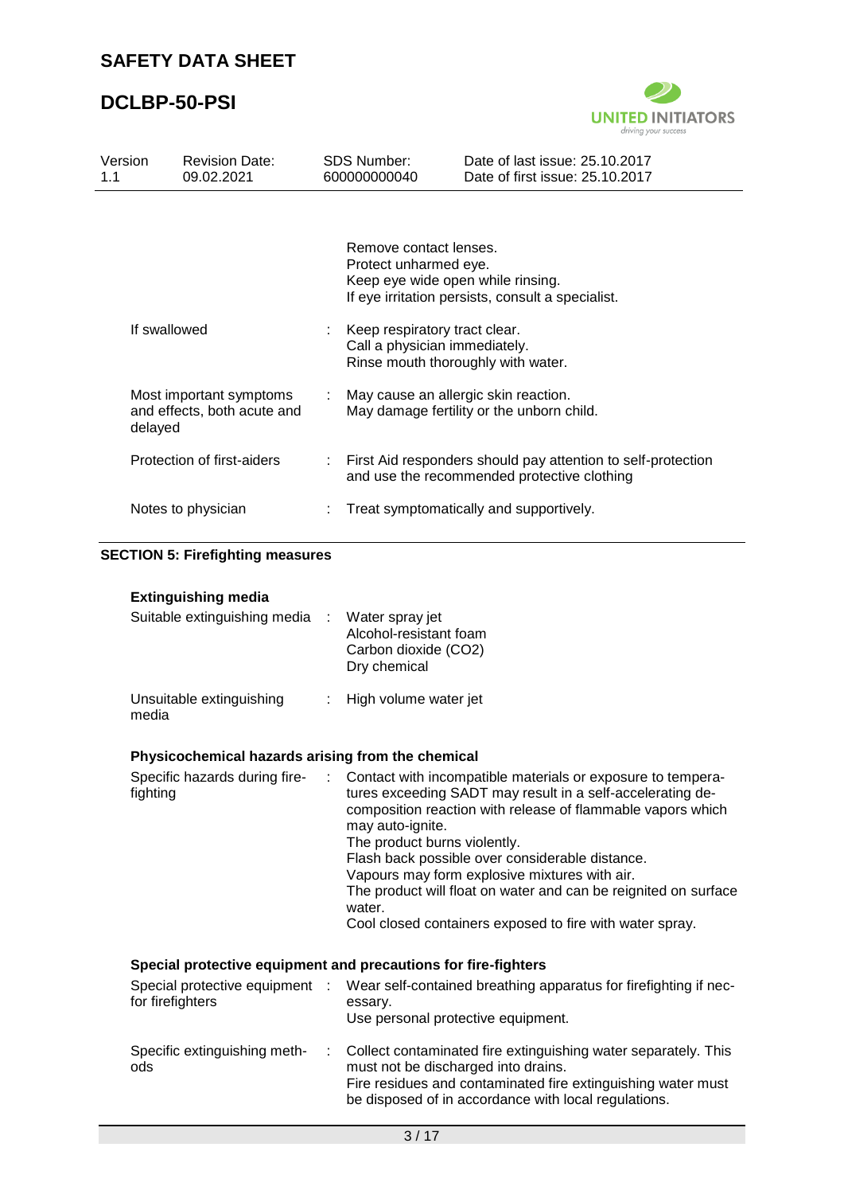Remove contact lenses.
Protect unharmed eye.
Keep eye wide open while rinsing.
If eye irritation persists, consult a specialist.

| | | |
|---|---|---|
| If swallowed | : | Keep respiratory tract clear.<br>Call a physician immediately.<br>Rinse mouth thoroughly with water. |
| Most important symptoms and effects, both acute and delayed | : | May cause an allergic skin reaction.<br>May damage fertility or the unborn child. |
| Protection of first-aiders | : | First Aid responders should pay attention to self-protection and use the recommended protective clothing |
| Notes to physician | : | Treat symptomatically and supportively. |

## SECTION 5: Firefighting measures

### Extinguishing media

| | | |
|---|---|---|
| Suitable extinguishing media | : | Water spray jet<br>Alcohol-resistant foam<br>Carbon dioxide ($CO_2$)<br>Dry chemical |
| Unsuitable extinguishing media | : | High volume water jet |

### Physicochemical hazards arising from the chemical

| | | |
|---|---|---|
| Specific hazards during fire-fighting | : | Contact with incompatible materials or exposure to temperatures exceeding SADT may result in a self-accelerating decomposition reaction with release of flammable vapors which may auto-ignite.<br>The product burns violently.<br>Flash back possible over considerable distance.<br>Vapours may form explosive mixtures with air.<br>The product will float on water and can be reignited on surface water.<br>Cool closed containers exposed to fire with water spray. |

### Special protective equipment and precautions for fire-fighters

| | | |
|---|---|---|
| Special protective equipment for firefighters | : | Wear self-contained breathing apparatus for firefighting if necessary.<br>Use personal protective equipment. |
| Specific extinguishing methods | : | Collect contaminated fire extinguishing water separately. This must not be discharged into drains.<br>Fire residues and contaminated fire extinguishing water must be disposed of in accordance with local regulations. |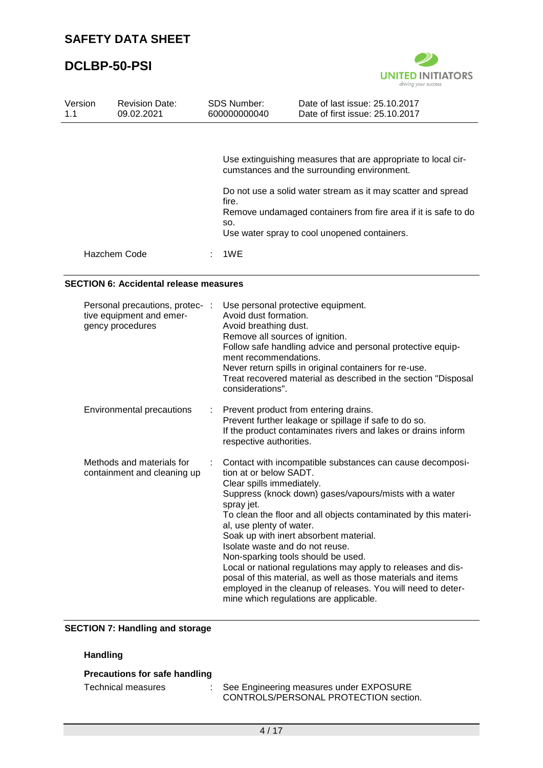Use extinguishing measures that are appropriate to local circumstances and the surrounding environment.

Do not use a solid water stream as it may scatter and spread fire.
Remove undamaged containers from fire area if it is safe to do so.
Use water spray to cool unopened containers.

| | |
|---|---|
| Hazchem Code | : 1WE |

## SECTION 6: Accidental release measures

| | |
|---|---|
| Personal precautions, protective equipment and emergency procedures | : Use personal protective equipment.<br>Avoid dust formation.<br>Avoid breathing dust.<br>Remove all sources of ignition.<br>Follow safe handling advice and personal protective equipment recommendations.<br>Never return spills in original containers for re-use.<br>Treat recovered material as described in the section "Disposal considerations". |
| Environmental precautions | : Prevent product from entering drains.<br>Prevent further leakage or spillage if safe to do so.<br>If the product contaminates rivers and lakes or drains inform respective authorities. |
| Methods and materials for containment and cleaning up | : Contact with incompatible substances can cause decomposition at or below SADT.<br>Clear spills immediately.<br>Suppress (knock down) gases/vapours/mists with a water spray jet.<br>To clean the floor and all objects contaminated by this material, use plenty of water.<br>Soak up with inert absorbent material.<br>Isolate waste and do not reuse.<br>Non-sparking tools should be used.<br>Local or national regulations may apply to releases and disposal of this material, as well as those materials and items employed in the cleanup of releases. You will need to determine which regulations are applicable. |

## SECTION 7: Handling and storage

### Handling

**Precautions for safe handling**

| | |
|---|---|
| Technical measures | : See Engineering measures under EXPOSURE CONTROLS/PERSONAL PROTECTION section. |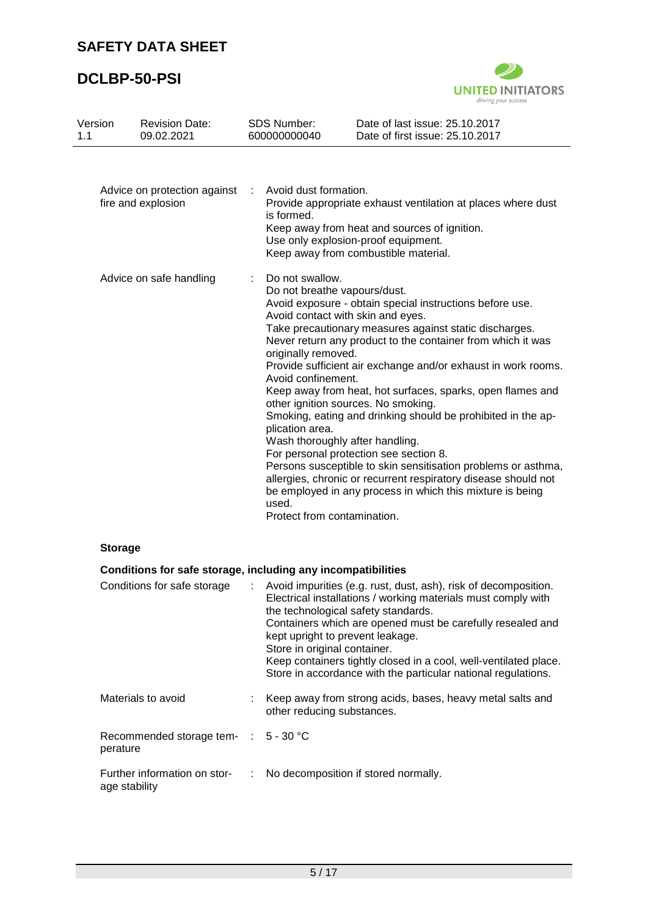| | | |
|---|---|---|
| Advice on protection against fire and explosion | : | Avoid dust formation.<br>Provide appropriate exhaust ventilation at places where dust is formed.<br>Keep away from heat and sources of ignition.<br>Use only explosion-proof equipment.<br>Keep away from combustible material. |
| Advice on safe handling | : | Do not swallow.<br>Do not breathe vapours/dust.<br>Avoid exposure - obtain special instructions before use.<br>Avoid contact with skin and eyes.<br>Take precautionary measures against static discharges.<br>Never return any product to the container from which it was originally removed.<br>Provide sufficient air exchange and/or exhaust in work rooms.<br>Avoid confinement.<br>Keep away from heat, hot surfaces, sparks, open flames and other ignition sources. No smoking.<br>Smoking, eating and drinking should be prohibited in the application area.<br>Wash thoroughly after handling.<br>For personal protection see section 8.<br>Persons susceptible to skin sensitisation problems or asthma, allergies, chronic or recurrent respiratory disease should not be employed in any process in which this mixture is being used.<br>Protect from contamination. |

**Storage**

**Conditions for safe storage, including any incompatibilities**

| | | |
|---|---|---|
| Conditions for safe storage | : | Avoid impurities (e.g. rust, dust, ash), risk of decomposition.<br>Electrical installations / working materials must comply with the technological safety standards.<br>Containers which are opened must be carefully resealed and kept upright to prevent leakage.<br>Store in original container.<br>Keep containers tightly closed in a cool, well-ventilated place.<br>Store in accordance with the particular national regulations. |
| Materials to avoid | : | Keep away from strong acids, bases, heavy metal salts and other reducing substances. |
| Recommended storage temperature | : | 5 - 30 °C |
| Further information on storage stability | : | No decomposition if stored normally. |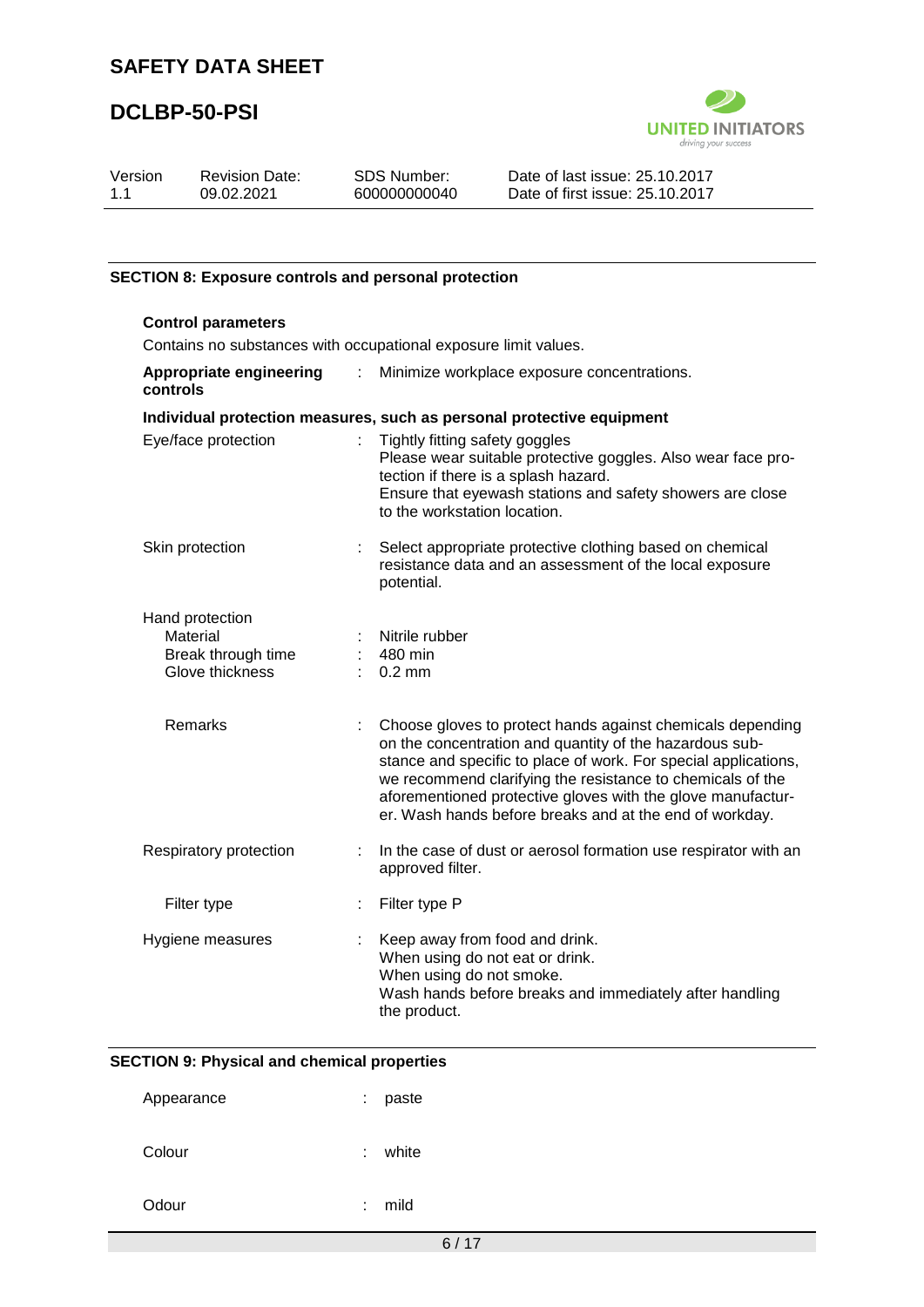## SECTION 8: Exposure controls and personal protection

**Control parameters**

Contains no substances with occupational exposure limit values.

| | | |
|---|---|---|
| **Appropriate engineering controls** | : | Minimize workplace exposure concentrations. |

**Individual protection measures, such as personal protective equipment**

| | | |
|---|---|---|
| Eye/face protection | : | Tightly fitting safety goggles<br>Please wear suitable protective goggles. Also wear face protection if there is a splash hazard.<br>Ensure that eyewash stations and safety showers are close to the workstation location. |
| Skin protection | : | Select appropriate protective clothing based on chemical resistance data and an assessment of the local exposure potential. |
| Hand protection | | |
| Material | : | Nitrile rubber |
| Break through time | : | 480 min |
| Glove thickness | : | 0.2 mm |
| Remarks | : | Choose gloves to protect hands against chemicals depending on the concentration and quantity of the hazardous substance and specific to place of work. For special applications, we recommend clarifying the resistance to chemicals of the aforementioned protective gloves with the glove manufacturer. Wash hands before breaks and at the end of workday. |
| Respiratory protection | : | In the case of dust or aerosol formation use respirator with an approved filter. |
| Filter type | : | Filter type P |
| Hygiene measures | : | Keep away from food and drink.<br>When using do not eat or drink.<br>When using do not smoke.<br>Wash hands before breaks and immediately after handling the product. |

## SECTION 9: Physical and chemical properties

| | | |
|---|---|---|
| Appearance | : | paste |
| Colour | : | white |
| Odour | : | mild |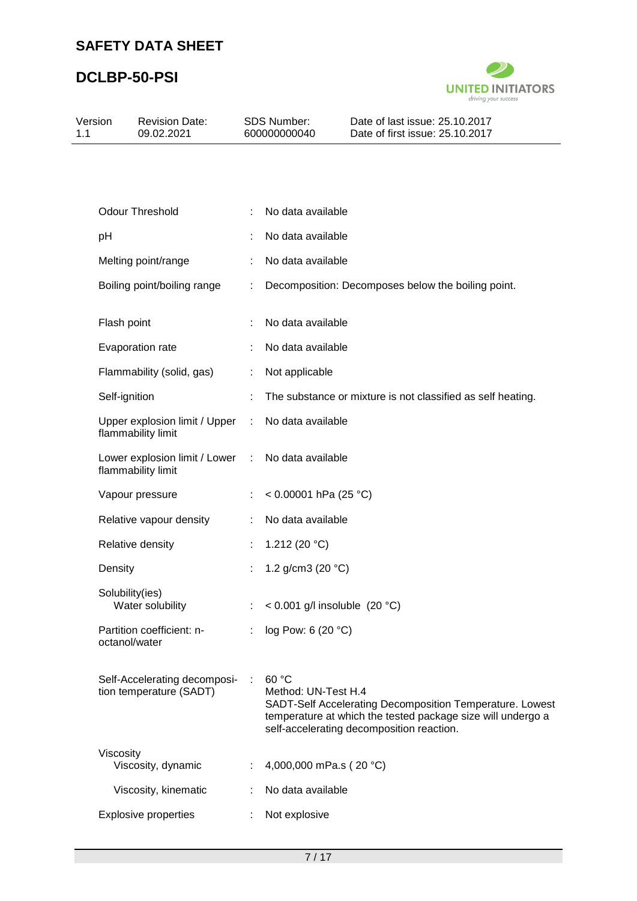| Property | | Value |
|---|---|---|
| Odour Threshold | : | No data available |
| pH | : | No data available |
| Melting point/range | : | No data available |
| Boiling point/boiling range | : | Decomposition: Decomposes below the boiling point. |
| Flash point | : | No data available |
| Evaporation rate | : | No data available |
| Flammability (solid, gas) | : | Not applicable |
| Self-ignition | : | The substance or mixture is not classified as self heating. |
| Upper explosion limit / Upper flammability limit | : | No data available |
| Lower explosion limit / Lower flammability limit | : | No data available |
| Vapour pressure | : | < 0.00001 hPa (25 °C) |
| Relative vapour density | : | No data available |
| Relative density | : | 1.212 (20 °C) |
| Density | : | 1.2 g/cm3 (20 °C) |
| Solubility(ies) | | |
| Water solubility | : | < 0.001 g/l insoluble (20 °C) |
| Partition coefficient: n-octanol/water | : | log Pow: 6 (20 °C) |
| Self-Accelerating decomposition temperature (SADT) | : | 60 °C<br>Method: UN-Test H.4<br>SADT-Self Accelerating Decomposition Temperature. Lowest temperature at which the tested package size will undergo a self-accelerating decomposition reaction. |
| Viscosity | | |
| Viscosity, dynamic | : | 4,000,000 mPa.s ( 20 °C) |
| Viscosity, kinematic | : | No data available |
| Explosive properties | : | Not explosive |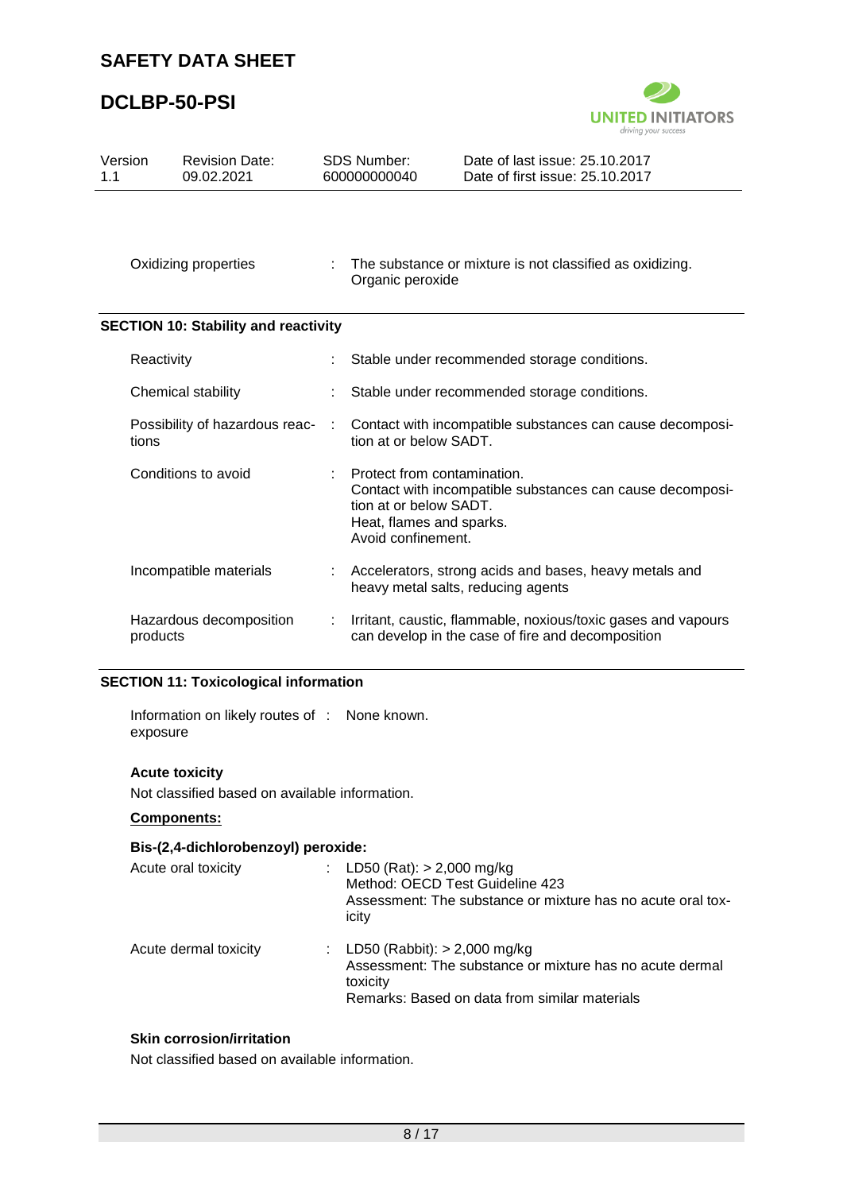| | | |
|---|---|---|
| Oxidizing properties | : | The substance or mixture is not classified as oxidizing. Organic peroxide |

## SECTION 10: Stability and reactivity

| | | |
|---|---|---|
| Reactivity | : | Stable under recommended storage conditions. |
| Chemical stability | : | Stable under recommended storage conditions. |
| Possibility of hazardous reactions | : | Contact with incompatible substances can cause decomposition at or below SADT. |
| Conditions to avoid | : | Protect from contamination.<br>Contact with incompatible substances can cause decomposition at or below SADT.<br>Heat, flames and sparks.<br>Avoid confinement. |
| Incompatible materials | : | Accelerators, strong acids and bases, heavy metals and heavy metal salts, reducing agents |
| Hazardous decomposition products | : | Irritant, caustic, flammable, noxious/toxic gases and vapours can develop in the case of fire and decomposition |

## SECTION 11: Toxicological information

| | | |
|---|---|---|
| Information on likely routes of exposure | : | None known. |

**Acute toxicity**

Not classified based on available information.

**Components:**

**Bis-(2,4-dichlorobenzoyl) peroxide:**

| | | |
|---|---|---|
| Acute oral toxicity | : | LD50 (Rat): > 2,000 mg/kg<br>Method: OECD Test Guideline 423<br>Assessment: The substance or mixture has no acute oral toxicity |
| Acute dermal toxicity | : | LD50 (Rabbit): > 2,000 mg/kg<br>Assessment: The substance or mixture has no acute dermal toxicity<br>Remarks: Based on data from similar materials |

**Skin corrosion/irritation**

Not classified based on available information.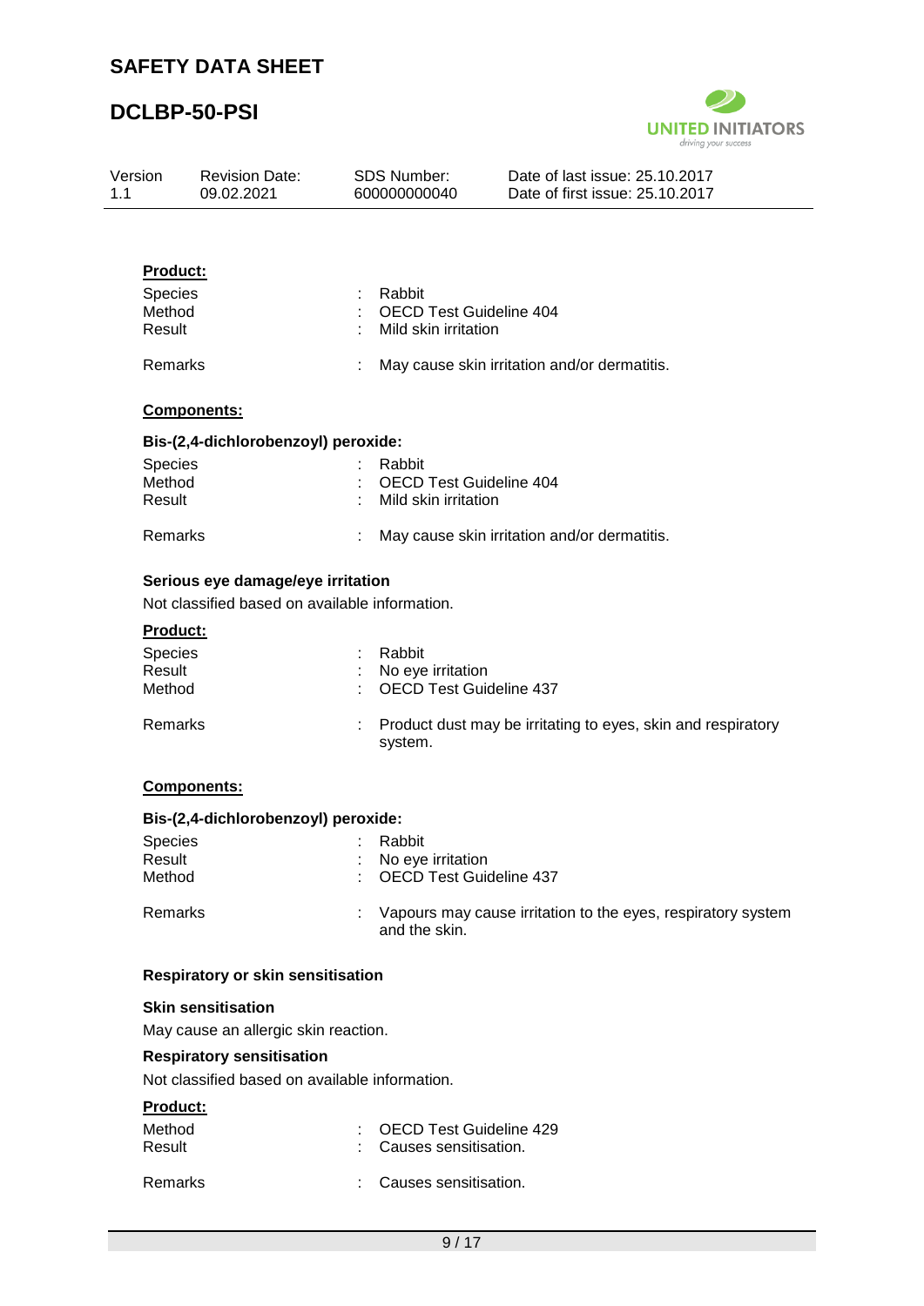**Product:**

Species : Rabbit
Method : OECD Test Guideline 404
Result : Mild skin irritation

Remarks : May cause skin irritation and/or dermatitis.

**Components:**

**Bis-(2,4-dichlorobenzoyl) peroxide:**

Species : Rabbit
Method : OECD Test Guideline 404
Result : Mild skin irritation

Remarks : May cause skin irritation and/or dermatitis.

**Serious eye damage/eye irritation**

Not classified based on available information.

**Product:**

Species : Rabbit
Result : No eye irritation
Method : OECD Test Guideline 437

Remarks : Product dust may be irritating to eyes, skin and respiratory system.

**Components:**

**Bis-(2,4-dichlorobenzoyl) peroxide:**

Species : Rabbit
Result : No eye irritation
Method : OECD Test Guideline 437

Remarks : Vapours may cause irritation to the eyes, respiratory system and the skin.

**Respiratory or skin sensitisation**

**Skin sensitisation**

May cause an allergic skin reaction.

**Respiratory sensitisation**

Not classified based on available information.

**Product:**

Method : OECD Test Guideline 429
Result : Causes sensitisation.

Remarks : Causes sensitisation.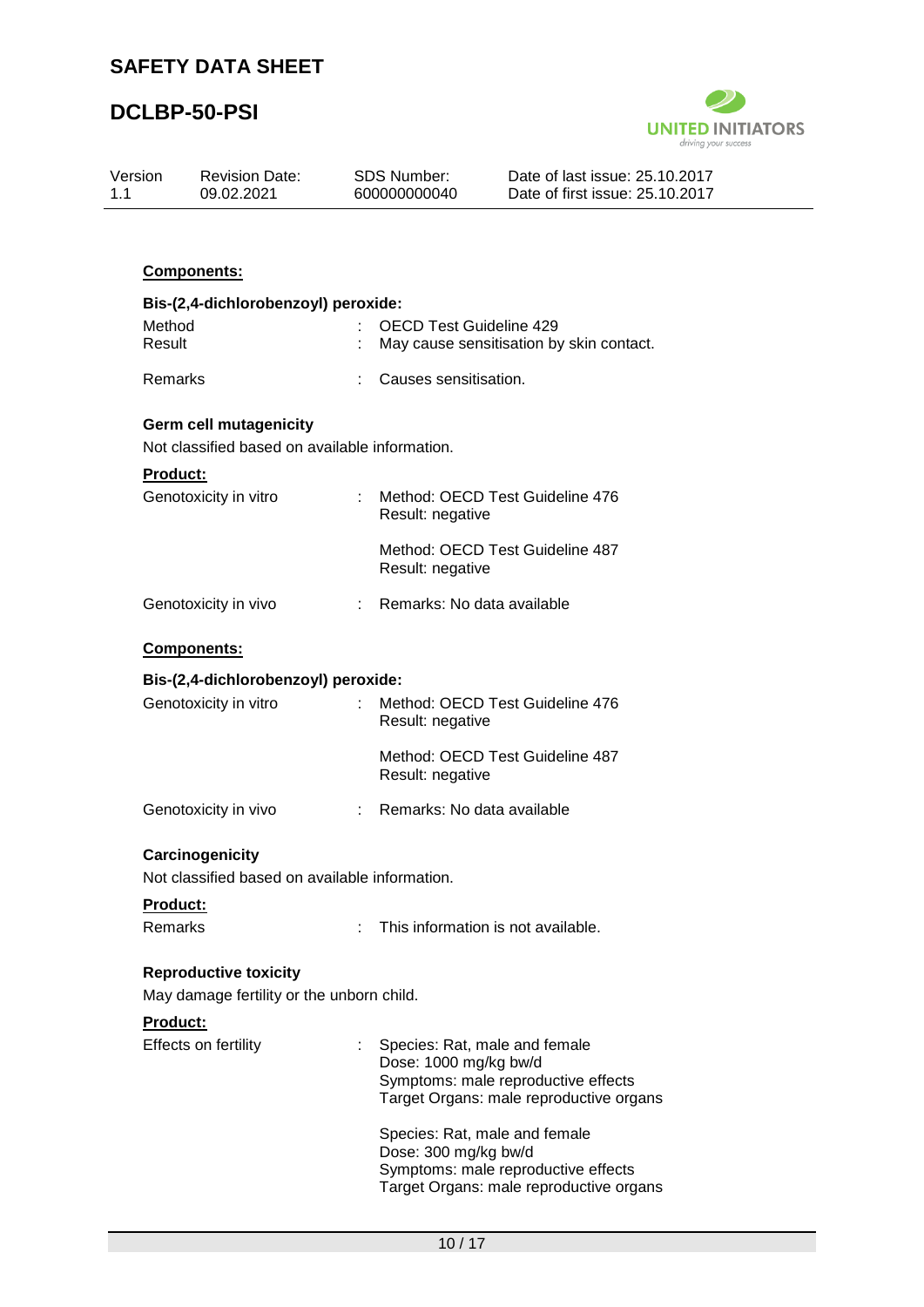**Components:**

**Bis-(2,4-dichlorobenzoyl) peroxide:**

| | | |
|---|---|---|
| Method | : | OECD Test Guideline 429 |
| Result | : | May cause sensitisation by skin contact. |
| Remarks | : | Causes sensitisation. |

**Germ cell mutagenicity**

Not classified based on available information.

**Product:**

| | | |
|---|---|---|
| Genotoxicity in vitro | : | Method: OECD Test Guideline 476<br>Result: negative |
| | | Method: OECD Test Guideline 487<br>Result: negative |
| Genotoxicity in vivo | : | Remarks: No data available |

**Components:**

**Bis-(2,4-dichlorobenzoyl) peroxide:**

| | | |
|---|---|---|
| Genotoxicity in vitro | : | Method: OECD Test Guideline 476<br>Result: negative |
| | | Method: OECD Test Guideline 487<br>Result: negative |
| Genotoxicity in vivo | : | Remarks: No data available |

**Carcinogenicity**

Not classified based on available information.

**Product:**

| | | |
|---|---|---|
| Remarks | : | This information is not available. |

**Reproductive toxicity**

May damage fertility or the unborn child.

**Product:**

| | | |
|---|---|---|
| Effects on fertility | : | Species: Rat, male and female<br>Dose: 1000 mg/kg bw/d<br>Symptoms: male reproductive effects<br>Target Organs: male reproductive organs |
| | | Species: Rat, male and female<br>Dose: 300 mg/kg bw/d<br>Symptoms: male reproductive effects<br>Target Organs: male reproductive organs |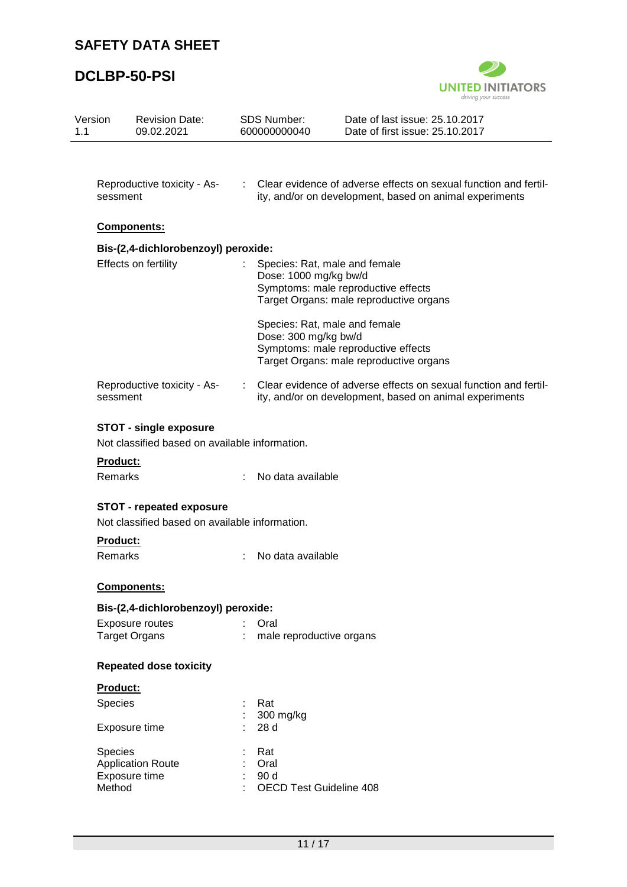Reproductive toxicity - Assessment : Clear evidence of adverse effects on sexual function and fertility, and/or on development, based on animal experiments

**Components:**

**Bis-(2,4-dichlorobenzoyl) peroxide:**

Effects on fertility : Species: Rat, male and female
Dose: 1000 mg/kg bw/d
Symptoms: male reproductive effects
Target Organs: male reproductive organs

Species: Rat, male and female
Dose: 300 mg/kg bw/d
Symptoms: male reproductive effects
Target Organs: male reproductive organs

Reproductive toxicity - Assessment : Clear evidence of adverse effects on sexual function and fertility, and/or on development, based on animal experiments

**STOT - single exposure**

Not classified based on available information.

**Product:**

Remarks : No data available

**STOT - repeated exposure**

Not classified based on available information.

**Product:**

Remarks : No data available

**Components:**

**Bis-(2,4-dichlorobenzoyl) peroxide:**

Exposure routes : Oral
Target Organs : male reproductive organs

**Repeated dose toxicity**

**Product:**

Species : Rat
: 300 mg/kg
Exposure time : 28 d

Species : Rat
Application Route : Oral
Exposure time : 90 d
Method : OECD Test Guideline 408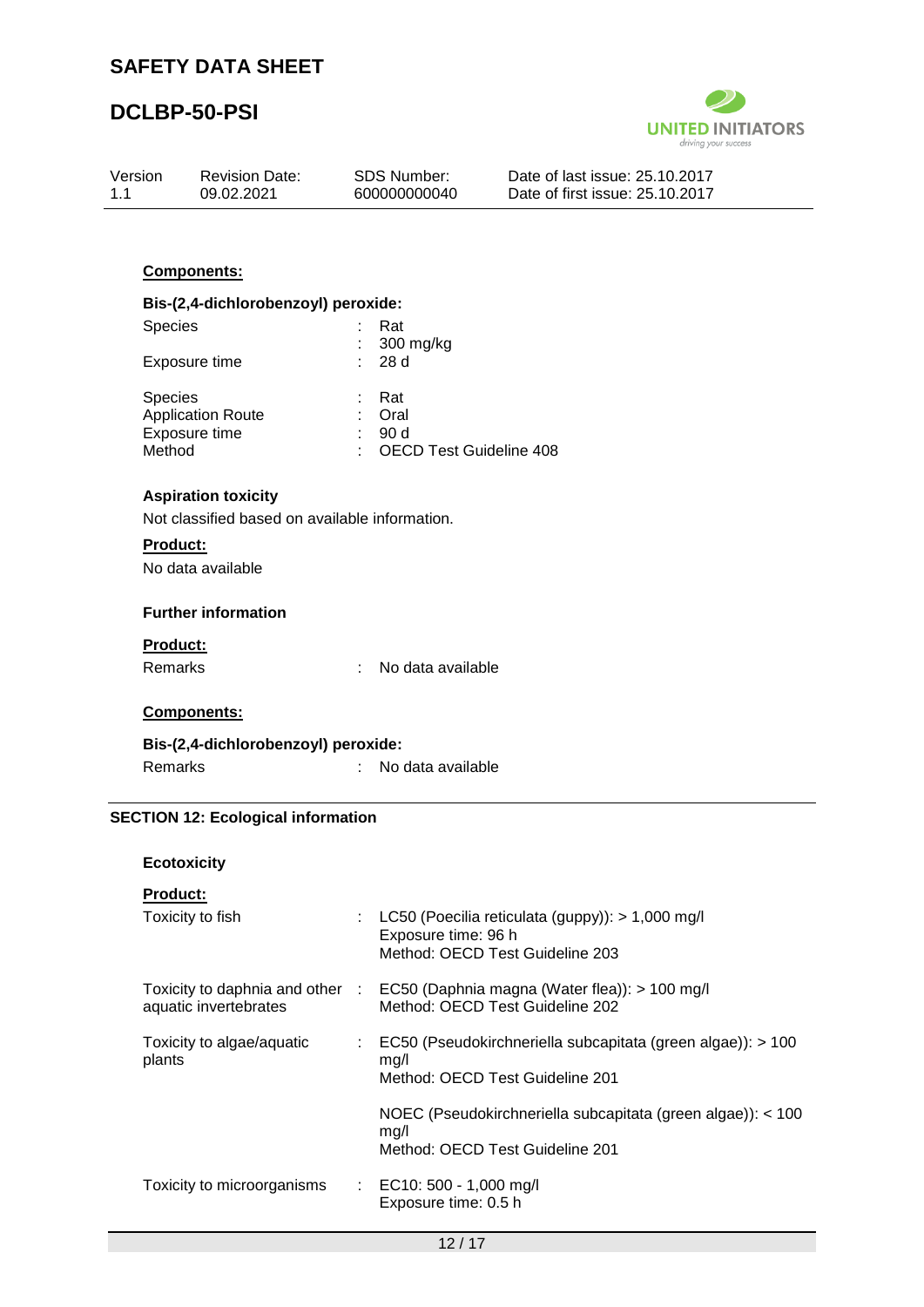**Components:**

**Bis-(2,4-dichlorobenzoyl) peroxide:**

Species : Rat
: 300 mg/kg
Exposure time : 28 d

Species : Rat
Application Route : Oral
Exposure time : 90 d
Method : OECD Test Guideline 408

**Aspiration toxicity**

Not classified based on available information.

**Product:**

No data available

**Further information**

**Product:**

Remarks : No data available

**Components:**

**Bis-(2,4-dichlorobenzoyl) peroxide:**

Remarks : No data available

## SECTION 12: Ecological information

**Ecotoxicity**

**Product:**

Toxicity to fish : LC50 (Poecilia reticulata (guppy)): > 1,000 mg/l
Exposure time: 96 h
Method: OECD Test Guideline 203

Toxicity to daphnia and other aquatic invertebrates : EC50 (Daphnia magna (Water flea)): > 100 mg/l
Method: OECD Test Guideline 202

Toxicity to algae/aquatic plants : EC50 (Pseudokirchneriella subcapitata (green algae)): > 100 mg/l
Method: OECD Test Guideline 201

NOEC (Pseudokirchneriella subcapitata (green algae)): < 100 mg/l
Method: OECD Test Guideline 201

Toxicity to microorganisms : EC10: 500 - 1,000 mg/l
Exposure time: 0.5 h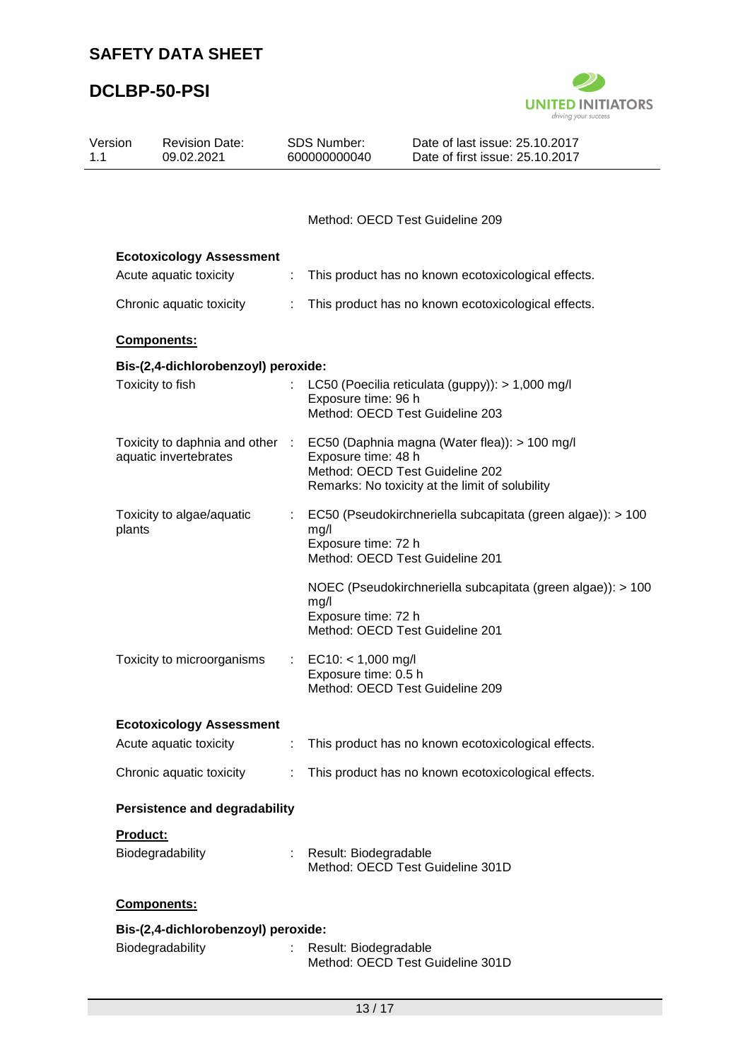Method: OECD Test Guideline 209

**Ecotoxicology Assessment**

Acute aquatic toxicity : This product has no known ecotoxicological effects.

Chronic aquatic toxicity : This product has no known ecotoxicological effects.

**Components:**

**Bis-(2,4-dichlorobenzoyl) peroxide:**

Toxicity to fish : LC50 (Poecilia reticulata (guppy)): > 1,000 mg/l
Exposure time: 96 h
Method: OECD Test Guideline 203

Toxicity to daphnia and other aquatic invertebrates : EC50 (Daphnia magna (Water flea)): > 100 mg/l
Exposure time: 48 h
Method: OECD Test Guideline 202
Remarks: No toxicity at the limit of solubility

Toxicity to algae/aquatic plants : EC50 (Pseudokirchneriella subcapitata (green algae)): > 100 mg/l
Exposure time: 72 h
Method: OECD Test Guideline 201

NOEC (Pseudokirchneriella subcapitata (green algae)): > 100 mg/l
Exposure time: 72 h
Method: OECD Test Guideline 201

Toxicity to microorganisms : EC10: < 1,000 mg/l
Exposure time: 0.5 h
Method: OECD Test Guideline 209

**Ecotoxicology Assessment**

Acute aquatic toxicity : This product has no known ecotoxicological effects.

Chronic aquatic toxicity : This product has no known ecotoxicological effects.

**Persistence and degradability**

**Product:**

Biodegradability : Result: Biodegradable
Method: OECD Test Guideline 301D

**Components:**

**Bis-(2,4-dichlorobenzoyl) peroxide:**

Biodegradability : Result: Biodegradable
Method: OECD Test Guideline 301D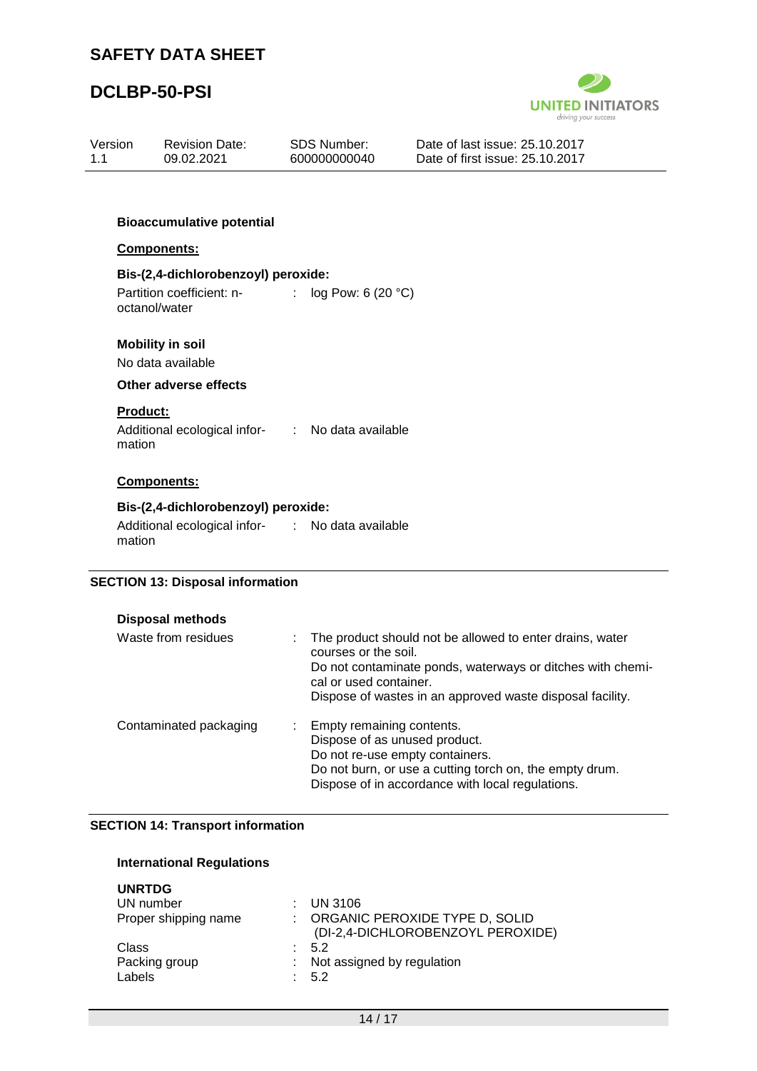**Bioaccumulative potential**

**Components:**

**Bis-(2,4-dichlorobenzoyl) peroxide:**

Partition coefficient: n-octanol/water : log Pow: 6 (20 °C)

**Mobility in soil**

No data available

**Other adverse effects**

**Product:**

Additional ecological information : No data available

**Components:**

**Bis-(2,4-dichlorobenzoyl) peroxide:**

Additional ecological information : No data available

## SECTION 13: Disposal information

**Disposal methods**

Waste from residues : The product should not be allowed to enter drains, water courses or the soil.
Do not contaminate ponds, waterways or ditches with chemical or used container.
Dispose of wastes in an approved waste disposal facility.

Contaminated packaging : Empty remaining contents.
Dispose of as unused product.
Do not re-use empty containers.
Do not burn, or use a cutting torch on, the empty drum.
Dispose of in accordance with local regulations.

## SECTION 14: Transport information

**International Regulations**

**UNRTDG**

UN number : UN 3106
Proper shipping name : ORGANIC PEROXIDE TYPE D, SOLID (DI-2,4-DICHLOROBENZOYL PEROXIDE)
Class : 5.2
Packing group : Not assigned by regulation
Labels : 5.2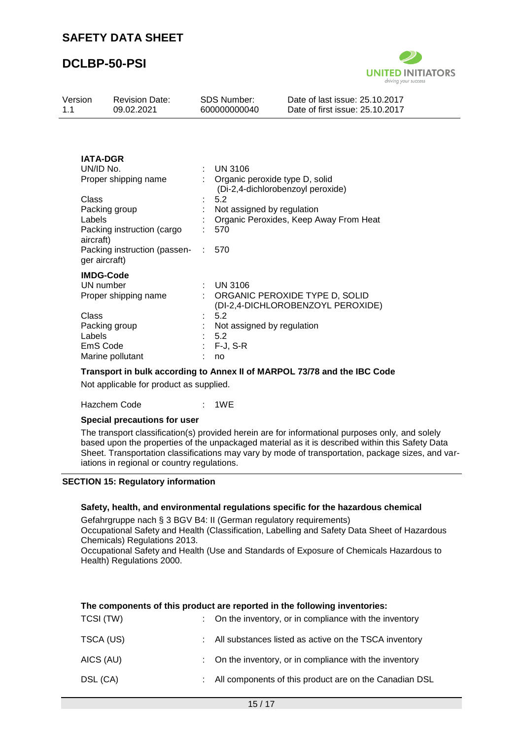**IATA-DGR**

| | | |
|---|---|---|
| UN/ID No. | : | UN 3106 |
| Proper shipping name | : | Organic peroxide type D, solid (Di-2,4-dichlorobenzoyl peroxide) |
| Class | : | 5.2 |
| Packing group | : | Not assigned by regulation |
| Labels | : | Organic Peroxides, Keep Away From Heat |
| Packing instruction (cargo aircraft) | : | 570 |
| Packing instruction (passenger aircraft) | : | 570 |

**IMDG-Code**

| | | |
|---|---|---|
| UN number | : | UN 3106 |
| Proper shipping name | : | ORGANIC PEROXIDE TYPE D, SOLID (DI-2,4-DICHLOROBENZOYL PEROXIDE) |
| Class | : | 5.2 |
| Packing group | : | Not assigned by regulation |
| Labels | : | 5.2 |
| EmS Code | : | F-J, S-R |
| Marine pollutant | : | no |

**Transport in bulk according to Annex II of MARPOL 73/78 and the IBC Code**

Not applicable for product as supplied.

Hazchem Code : 1WE

**Special precautions for user**

The transport classification(s) provided herein are for informational purposes only, and solely based upon the properties of the unpackaged material as it is described within this Safety Data Sheet. Transportation classifications may vary by mode of transportation, package sizes, and variations in regional or country regulations.

## SECTION 15: Regulatory information

**Safety, health, and environmental regulations specific for the hazardous chemical**

Gefahrgruppe nach § 3 BGV B4: II (German regulatory requirements)
Occupational Safety and Health (Classification, Labelling and Safety Data Sheet of Hazardous Chemicals) Regulations 2013.
Occupational Safety and Health (Use and Standards of Exposure of Chemicals Hazardous to Health) Regulations 2000.

**The components of this product are reported in the following inventories:**

| | | |
|---|---|---|
| TCSI (TW) | : | On the inventory, or in compliance with the inventory |
| TSCA (US) | : | All substances listed as active on the TSCA inventory |
| AICS (AU) | : | On the inventory, or in compliance with the inventory |
| DSL (CA) | : | All components of this product are on the Canadian DSL |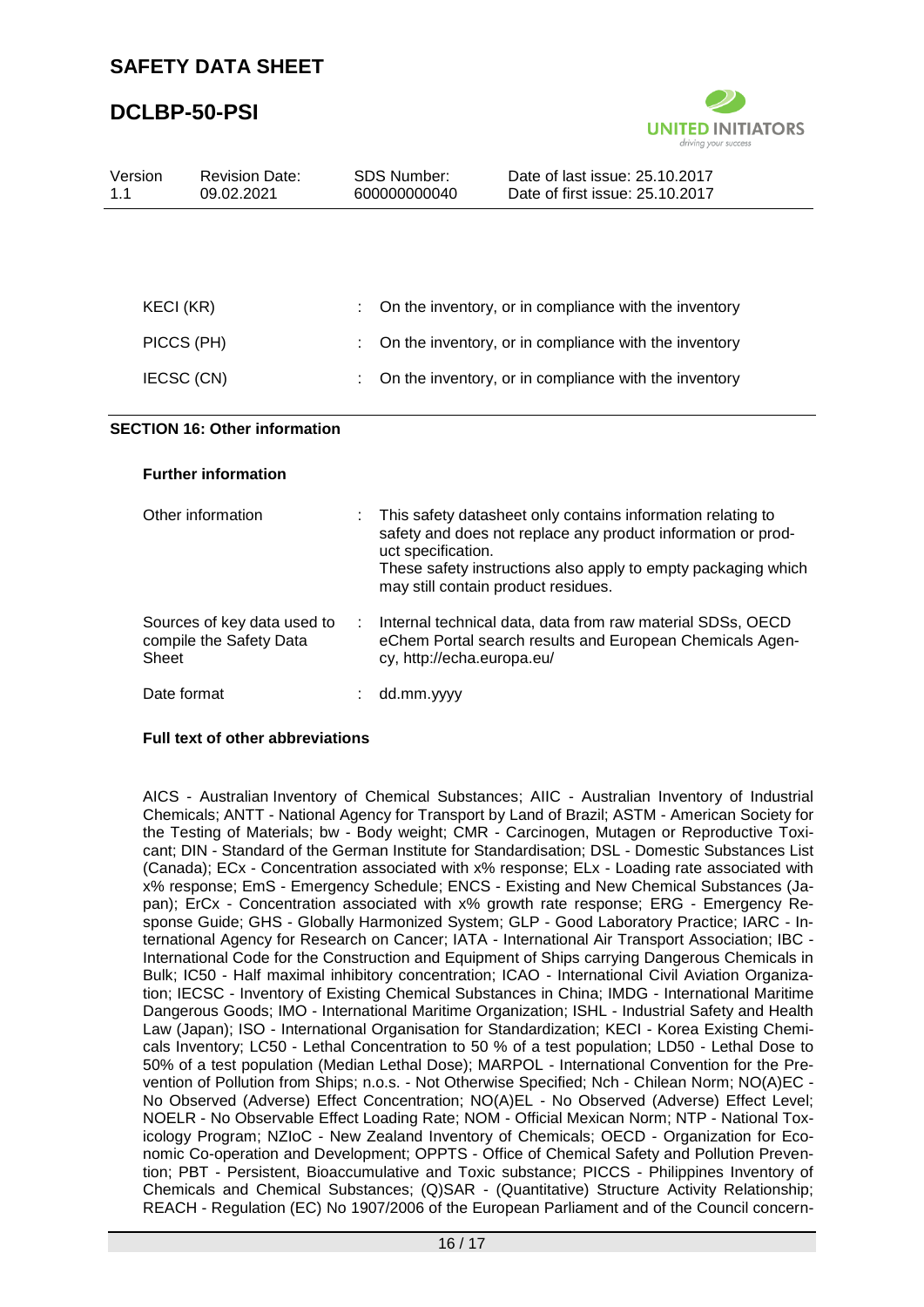| | | |
|---|---|---|
| KECI (KR) | : | On the inventory, or in compliance with the inventory |
| PICCS (PH) | : | On the inventory, or in compliance with the inventory |
| IECSC (CN) | : | On the inventory, or in compliance with the inventory |

## SECTION 16: Other information

### Further information

| | | |
|---|---|---|
| Other information | : | This safety datasheet only contains information relating to safety and does not replace any product information or product specification.<br>These safety instructions also apply to empty packaging which may still contain product residues. |
| Sources of key data used to compile the Safety Data Sheet | : | Internal technical data, data from raw material SDSs, OECD eChem Portal search results and European Chemicals Agency, http://echa.europa.eu/ |
| Date format | : | dd.mm.yyyy |

### Full text of other abbreviations

AICS - Australian Inventory of Chemical Substances; AIIC - Australian Inventory of Industrial Chemicals; ANTT - National Agency for Transport by Land of Brazil; ASTM - American Society for the Testing of Materials; bw - Body weight; CMR - Carcinogen, Mutagen or Reproductive Toxicant; DIN - Standard of the German Institute for Standardisation; DSL - Domestic Substances List (Canada); ECx - Concentration associated with x% response; ELx - Loading rate associated with x% response; EmS - Emergency Schedule; ENCS - Existing and New Chemical Substances (Japan); ErCx - Concentration associated with x% growth rate response; ERG - Emergency Response Guide; GHS - Globally Harmonized System; GLP - Good Laboratory Practice; IARC - International Agency for Research on Cancer; IATA - International Air Transport Association; IBC - International Code for the Construction and Equipment of Ships carrying Dangerous Chemicals in Bulk; IC50 - Half maximal inhibitory concentration; ICAO - International Civil Aviation Organization; IECSC - Inventory of Existing Chemical Substances in China; IMDG - International Maritime Dangerous Goods; IMO - International Maritime Organization; ISHL - Industrial Safety and Health Law (Japan); ISO - International Organisation for Standardization; KECI - Korea Existing Chemicals Inventory; LC50 - Lethal Concentration to 50 % of a test population; LD50 - Lethal Dose to 50% of a test population (Median Lethal Dose); MARPOL - International Convention for the Prevention of Pollution from Ships; n.o.s. - Not Otherwise Specified; Nch - Chilean Norm; NO(A)EC - No Observed (Adverse) Effect Concentration; NO(A)EL - No Observed (Adverse) Effect Level; NOELR - No Observable Effect Loading Rate; NOM - Official Mexican Norm; NTP - National Toxicology Program; NZIoC - New Zealand Inventory of Chemicals; OECD - Organization for Economic Co-operation and Development; OPPTS - Office of Chemical Safety and Pollution Prevention; PBT - Persistent, Bioaccumulative and Toxic substance; PICCS - Philippines Inventory of Chemicals and Chemical Substances; (Q)SAR - (Quantitative) Structure Activity Relationship; REACH - Regulation (EC) No 1907/2006 of the European Parliament and of the Council concern-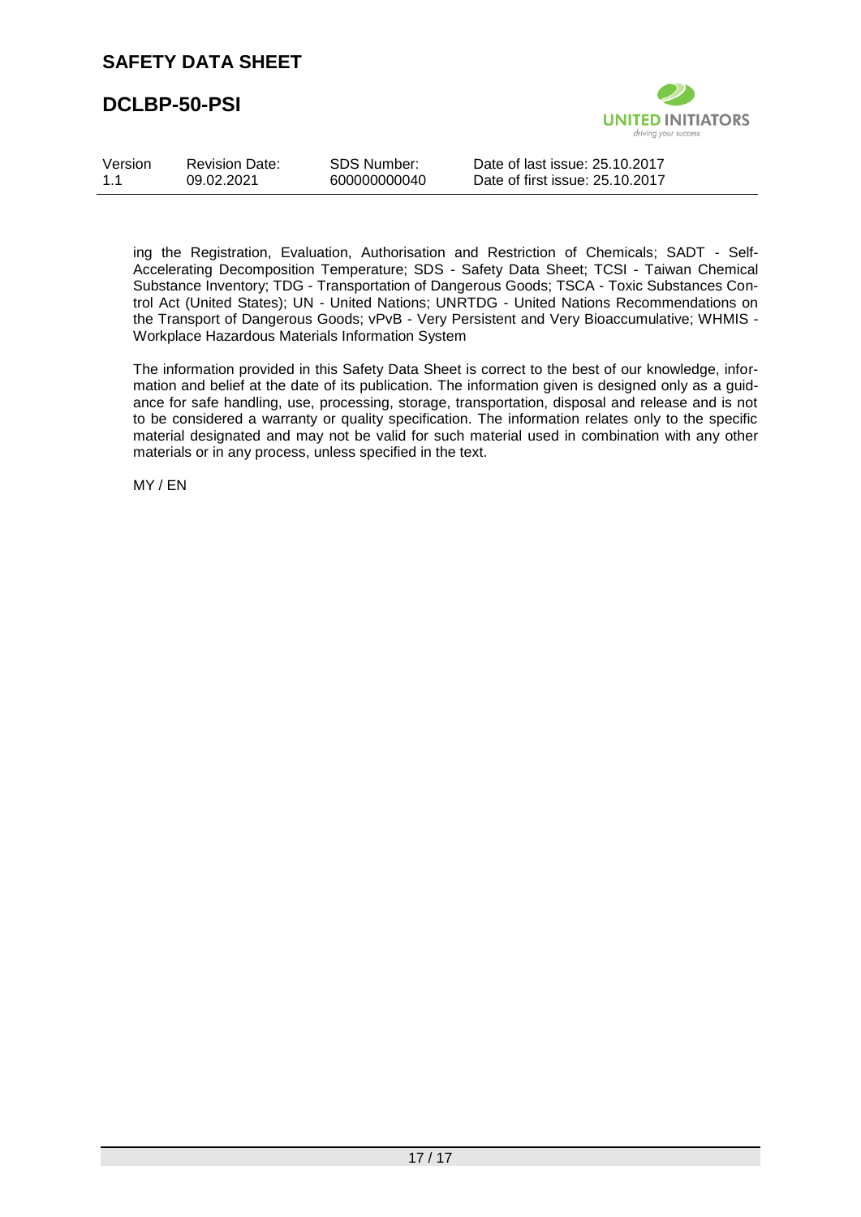ing the Registration, Evaluation, Authorisation and Restriction of Chemicals; SADT - Self-Accelerating Decomposition Temperature; SDS - Safety Data Sheet; TCSI - Taiwan Chemical Substance Inventory; TDG - Transportation of Dangerous Goods; TSCA - Toxic Substances Control Act (United States); UN - United Nations; UNRTDG - United Nations Recommendations on the Transport of Dangerous Goods; vPvB - Very Persistent and Very Bioaccumulative; WHMIS - Workplace Hazardous Materials Information System

The information provided in this Safety Data Sheet is correct to the best of our knowledge, information and belief at the date of its publication. The information given is designed only as a guidance for safe handling, use, processing, storage, transportation, disposal and release and is not to be considered a warranty or quality specification. The information relates only to the specific material designated and may not be valid for such material used in combination with any other materials or in any process, unless specified in the text.

MY / EN